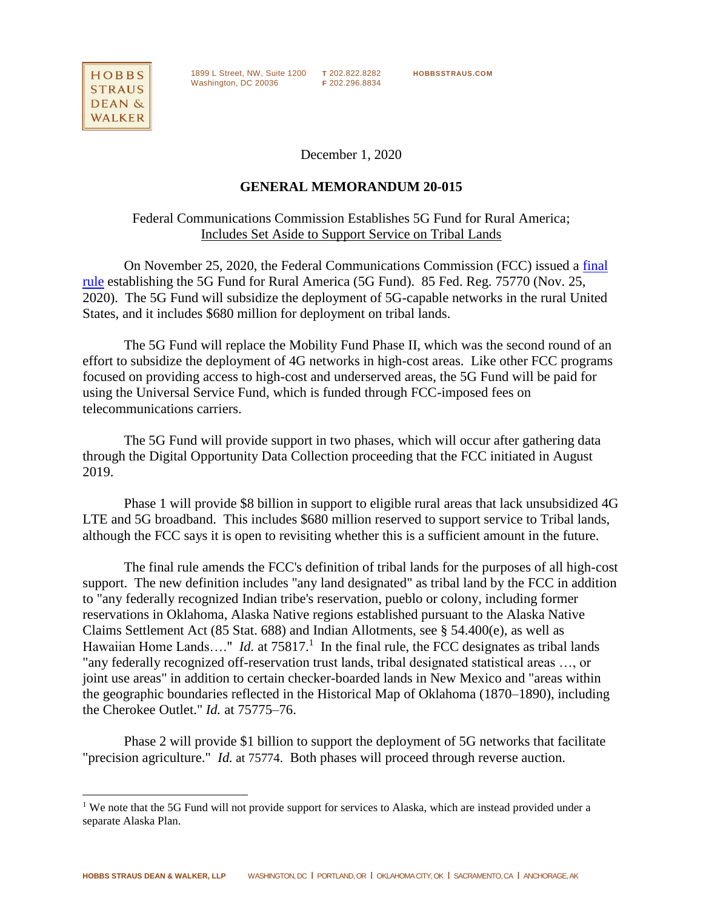December 1, 2020

## GENERAL MEMORANDUM 20-015

Federal Communications Commission Establishes 5G Fund for Rural America; Includes Set Aside to Support Service on Tribal Lands

On November 25, 2020, the Federal Communications Commission (FCC) issued a final rule establishing the 5G Fund for Rural America (5G Fund). 85 Fed. Reg. 75770 (Nov. 25, 2020). The 5G Fund will subsidize the deployment of 5G-capable networks in the rural United States, and it includes $680 million for deployment on tribal lands.

The 5G Fund will replace the Mobility Fund Phase II, which was the second round of an effort to subsidize the deployment of 4G networks in high-cost areas. Like other FCC programs focused on providing access to high-cost and underserved areas, the 5G Fund will be paid for using the Universal Service Fund, which is funded through FCC-imposed fees on telecommunications carriers.

The 5G Fund will provide support in two phases, which will occur after gathering data through the Digital Opportunity Data Collection proceeding that the FCC initiated in August 2019.

Phase 1 will provide $8 billion in support to eligible rural areas that lack unsubsidized 4G LTE and 5G broadband. This includes $680 million reserved to support service to Tribal lands, although the FCC says it is open to revisiting whether this is a sufficient amount in the future.

The final rule amends the FCC's definition of tribal lands for the purposes of all high-cost support. The new definition includes "any land designated" as tribal land by the FCC in addition to "any federally recognized Indian tribe's reservation, pueblo or colony, including former reservations in Oklahoma, Alaska Native regions established pursuant to the Alaska Native Claims Settlement Act (85 Stat. 688) and Indian Allotments, see § 54.400(e), as well as Hawaiian Home Lands…." *Id.* at 75817.[1] In the final rule, the FCC designates as tribal lands "any federally recognized off-reservation trust lands, tribal designated statistical areas …, or joint use areas" in addition to certain checker-boarded lands in New Mexico and "areas within the geographic boundaries reflected in the Historical Map of Oklahoma (1870–1890), including the Cherokee Outlet." *Id.* at 75775–76.

Phase 2 will provide $1 billion to support the deployment of 5G networks that facilitate "precision agriculture." *Id.* at 75774. Both phases will proceed through reverse auction.

[1] We note that the 5G Fund will not provide support for services to Alaska, which are instead provided under a separate Alaska Plan.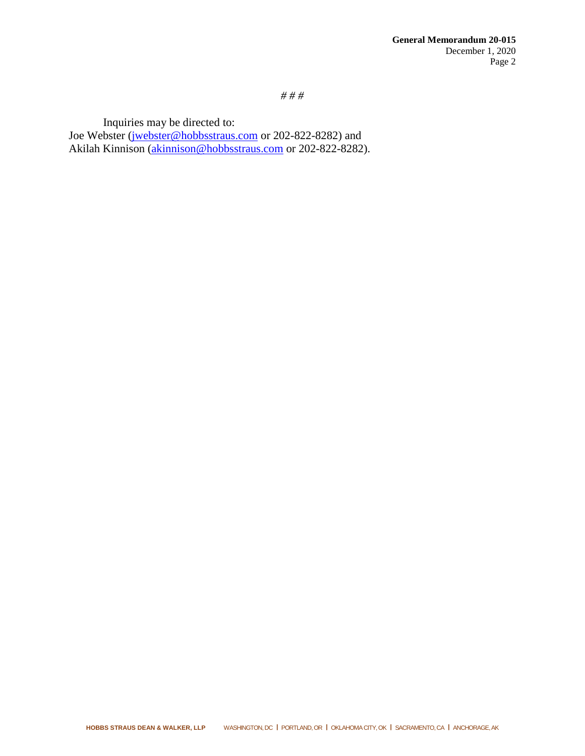# # #

Inquiries may be directed to:
Joe Webster (jwebster@hobbsstraus.com or 202-822-8282) and
Akilah Kinnison (akinnison@hobbsstraus.com or 202-822-8282).